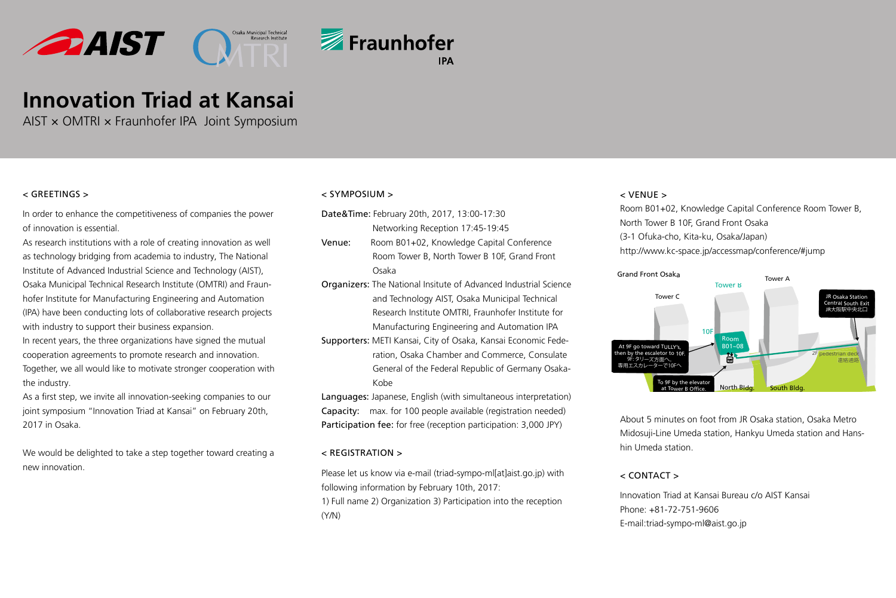# Innovation Triad at Kansai

AIST × OMTRI × Fraunhofer IPA Joint Symposium

## < GREETINGS >

In order to enhance the competitiveness of companies the power of innovation is essential.
As research institutions with a role of creating innovation as well as technology bridging from academia to industry, The National Institute of Advanced Industrial Science and Technology (AIST), Osaka Municipal Technical Research Institute (OMTRI) and Fraunhofer Institute for Manufacturing Engineering and Automation (IPA) have been conducting lots of collaborative research projects with industry to support their business expansion.
In recent years, the three organizations have signed the mutual cooperation agreements to promote research and innovation.
Together, we all would like to motivate stronger cooperation with the industry.
As a first step, we invite all innovation-seeking companies to our joint symposium "Innovation Triad at Kansai" on February 20th, 2017 in Osaka.

We would be delighted to take a step together toward creating a new innovation.

## < SYMPOSIUM >

**Date&Time:** February 20th, 2017, 13:00-17:30
Networking Reception 17:45-19:45

**Venue:** Room B01+02, Knowledge Capital Conference Room Tower B, North Tower B 10F, Grand Front Osaka

**Organizers:** The National Insitute of Advanced Industrial Science and Technology AIST, Osaka Municipal Technical Research Institute OMTRI, Fraunhofer Institute for Manufacturing Engineering and Automation IPA

**Supporters:** METI Kansai, City of Osaka, Kansai Economic Federation, Osaka Chamber and Commerce, Consulate General of the Federal Republic of Germany Osaka-Kobe

**Languages:** Japanese, English (with simultaneous interpretation)

**Capacity:** max. for 100 people available (registration needed)

**Participation fee:** for free (reception participation: 3,000 JPY)

## < REGISTRATION >

Please let us know via e-mail (triad-sympo-ml[at]aist.go.jp) with following information by February 10th, 2017:
1) Full name 2) Organization 3) Participation into the reception (Y/N)

## < VENUE >

Room B01+02, Knowledge Capital Conference Room Tower B, North Tower B 10F, Grand Front Osaka
(3-1 Ofuka-cho, Kita-ku, Osaka/Japan)
http://www.kc-space.jp/accessmap/conference/#jump

Grand Front Osaka
Tower B
Tower A
Tower C
JR Osaka Station Central South Exit JR大阪駅中央北口
10F
Room B01~08
At 9F go toward TULLY's, then by the escalator to 10F. 9F:タリーズ方面へ、専用エスカレーターで10Fへ
2F pedestrian deck 連絡通路
To 9F by the elevator at Tower B Office.
North Bldg.
South Bldg.

About 5 minutes on foot from JR Osaka station, Osaka Metro Midosuji-Line Umeda station, Hankyu Umeda station and Hanshin Umeda station.

## < CONTACT >

Innovation Triad at Kansai Bureau c/o AIST Kansai
Phone: +81-72-751-9606
E-mail:triad-sympo-ml@aist.go.jp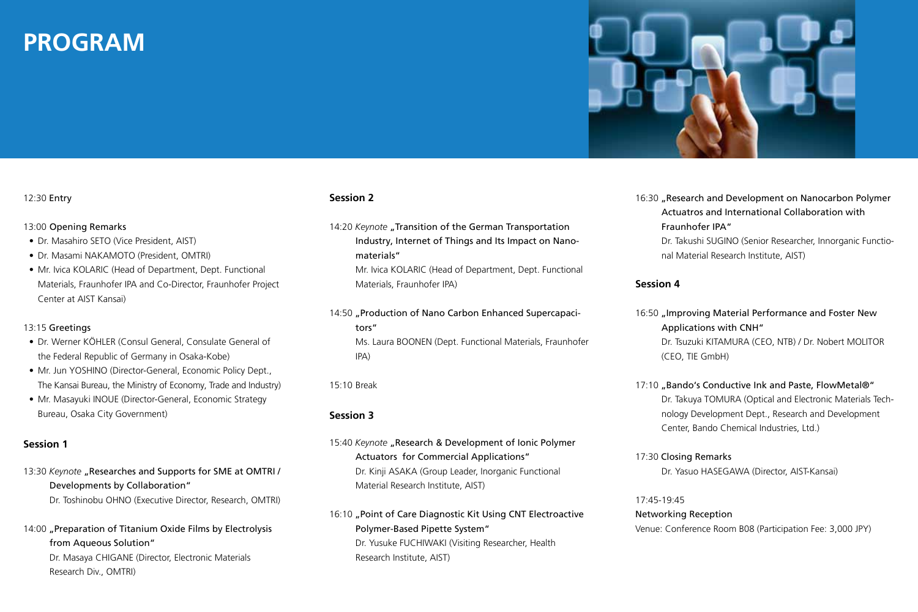# PROGRAM

12:30 Entry

13:00 Opening Remarks

- Dr. Masahiro SETO (Vice President, AIST)
- Dr. Masami NAKAMOTO (President, OMTRI)
- Mr. Ivica KOLARIC (Head of Department, Dept. Functional Materials, Fraunhofer IPA and Co-Director, Fraunhofer Project Center at AIST Kansai)

13:15 Greetings

- Dr. Werner KÖHLER (Consul General, Consulate General of the Federal Republic of Germany in Osaka-Kobe)
- Mr. Jun YOSHINO (Director-General, Economic Policy Dept., The Kansai Bureau, the Ministry of Economy, Trade and Industry)
- Mr. Masayuki INOUE (Director-General, Economic Strategy Bureau, Osaka City Government)

## Session 1

13:30 *Keynote* „Researches and Supports for SME at OMTRI / Developments by Collaboration"
Dr. Toshinobu OHNO (Executive Director, Research, OMTRI)

14:00 „Preparation of Titanium Oxide Films by Electrolysis from Aqueous Solution"
Dr. Masaya CHIGANE (Director, Electronic Materials Research Div., OMTRI)

## Session 2

14:20 *Keynote* „Transition of the German Transportation Industry, Internet of Things and Its Impact on Nano-materials"
Mr. Ivica KOLARIC (Head of Department, Dept. Functional Materials, Fraunhofer IPA)

14:50 „Production of Nano Carbon Enhanced Supercapacitors"
Ms. Laura BOONEN (Dept. Functional Materials, Fraunhofer IPA)

15:10 Break

## Session 3

15:40 *Keynote* „Research & Development of Ionic Polymer Actuators for Commercial Applications"
Dr. Kinji ASAKA (Group Leader, Inorganic Functional Material Research Institute, AIST)

16:10 „Point of Care Diagnostic Kit Using CNT Electroactive Polymer-Based Pipette System"
Dr. Yusuke FUCHIWAKI (Visiting Researcher, Health Research Institute, AIST)

16:30 „Research and Development on Nanocarbon Polymer Actuatros and International Collaboration with Fraunhofer IPA"
Dr. Takushi SUGINO (Senior Researcher, Innorganic Functional Material Research Institute, AIST)

## Session 4

16:50 „Improving Material Performance and Foster New Applications with CNH"
Dr. Tsuzuki KITAMURA (CEO, NTB) / Dr. Nobert MOLITOR (CEO, TIE GmbH)

17:10 „Bando's Conductive Ink and Paste, FlowMetal®"
Dr. Takuya TOMURA (Optical and Electronic Materials Technology Development Dept., Research and Development Center, Bando Chemical Industries, Ltd.)

17:30 Closing Remarks
Dr. Yasuo HASEGAWA (Director, AIST-Kansai)

17:45-19:45
Networking Reception
Venue: Conference Room B08 (Participation Fee: 3,000 JPY)